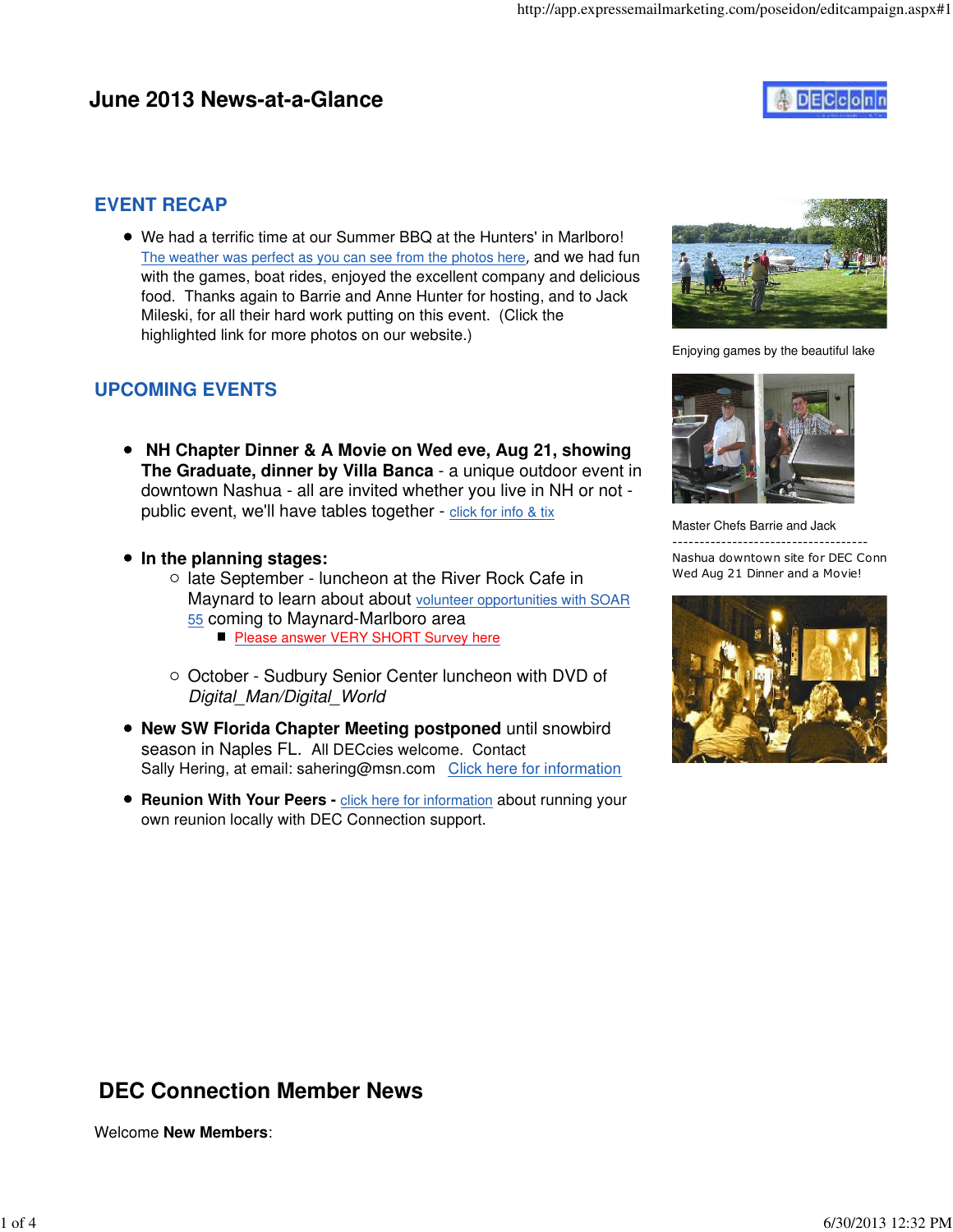# June 2013 News-at-a-Glance

## EVENT RECAP

- We had a terrific time at our Summer BBQ at the Hunters' in Marlboro! The weather was perfect as you can see from the photos here, and we had fun with the games, boat rides, enjoyed the excellent company and delicious food. Thanks again to Barrie and Anne Hunter for hosting, and to Jack Mileski, for all their hard work putting on this event. (Click the highlighted link for more photos on our website.)

Enjoying games by the beautiful lake

## UPCOMING EVENTS

- **NH Chapter Dinner & A Movie on Wed eve, Aug 21, showing The Graduate, dinner by Villa Banca** - a unique outdoor event in downtown Nashua - all are invited whether you live in NH or not - public event, we'll have tables together - click for info & tix

- **In the planning stages:**
  - late September - luncheon at the River Rock Cafe in Maynard to learn about about volunteer opportunities with SOAR 55 coming to Maynard-Marlboro area
    - Please answer VERY SHORT Survey here
  - October - Sudbury Senior Center luncheon with DVD of *Digital_Man/Digital_World*

- **New SW Florida Chapter Meeting postponed** until snowbird season in Naples FL. All DECcies welcome. Contact Sally Hering, at email: sahering@msn.com Click here for information

- **Reunion With Your Peers -** click here for information about running your own reunion locally with DEC Connection support.

Master Chefs Barrie and Jack

------------------------------------

Nashua downtown site for DEC Conn Wed Aug 21 Dinner and a Movie!

# DEC Connection Member News

Welcome **New Members**: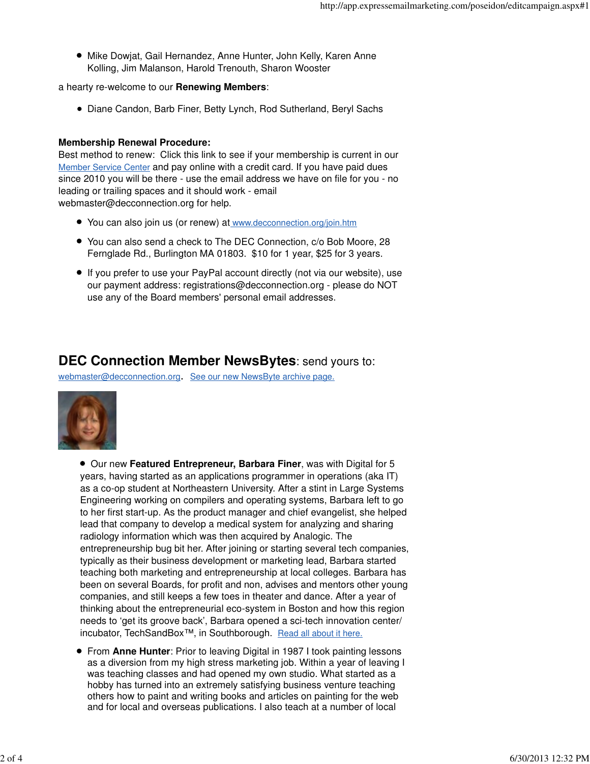- Mike Dowjat, Gail Hernandez, Anne Hunter, John Kelly, Karen Anne Kolling, Jim Malanson, Harold Trenouth, Sharon Wooster

a hearty re-welcome to our **Renewing Members**:

- Diane Candon, Barb Finer, Betty Lynch, Rod Sutherland, Beryl Sachs

**Membership Renewal Procedure:**
Best method to renew: Click this link to see if your membership is current in our Member Service Center and pay online with a credit card. If you have paid dues since 2010 you will be there - use the email address we have on file for you - no leading or trailing spaces and it should work - email webmaster@decconnection.org for help.

- You can also join us (or renew) at www.decconnection.org/join.htm
- You can also send a check to The DEC Connection, c/o Bob Moore, 28 Fernglade Rd., Burlington MA 01803. $10 for 1 year, $25 for 3 years.
- If you prefer to use your PayPal account directly (not via our website), use our payment address: registrations@decconnection.org - please do NOT use any of the Board members' personal email addresses.

## DEC Connection Member NewsBytes: send yours to:

webmaster@decconnection.org. See our new NewsByte archive page.

- Our new **Featured Entrepreneur, Barbara Finer**, was with Digital for 5 years, having started as an applications programmer in operations (aka IT) as a co-op student at Northeastern University. After a stint in Large Systems Engineering working on compilers and operating systems, Barbara left to go to her first start-up. As the product manager and chief evangelist, she helped lead that company to develop a medical system for analyzing and sharing radiology information which was then acquired by Analogic. The entrepreneurship bug bit her. After joining or starting several tech companies, typically as their business development or marketing lead, Barbara started teaching both marketing and entrepreneurship at local colleges. Barbara has been on several Boards, for profit and non, advises and mentors other young companies, and still keeps a few toes in theater and dance. After a year of thinking about the entrepreneurial eco-system in Boston and how this region needs to 'get its groove back', Barbara opened a sci-tech innovation center/ incubator, TechSandBox™, in Southborough. Read all about it here.
- From **Anne Hunter**: Prior to leaving Digital in 1987 I took painting lessons as a diversion from my high stress marketing job. Within a year of leaving I was teaching classes and had opened my own studio. What started as a hobby has turned into an extremely satisfying business venture teaching others how to paint and writing books and articles on painting for the web and for local and overseas publications. I also teach at a number of local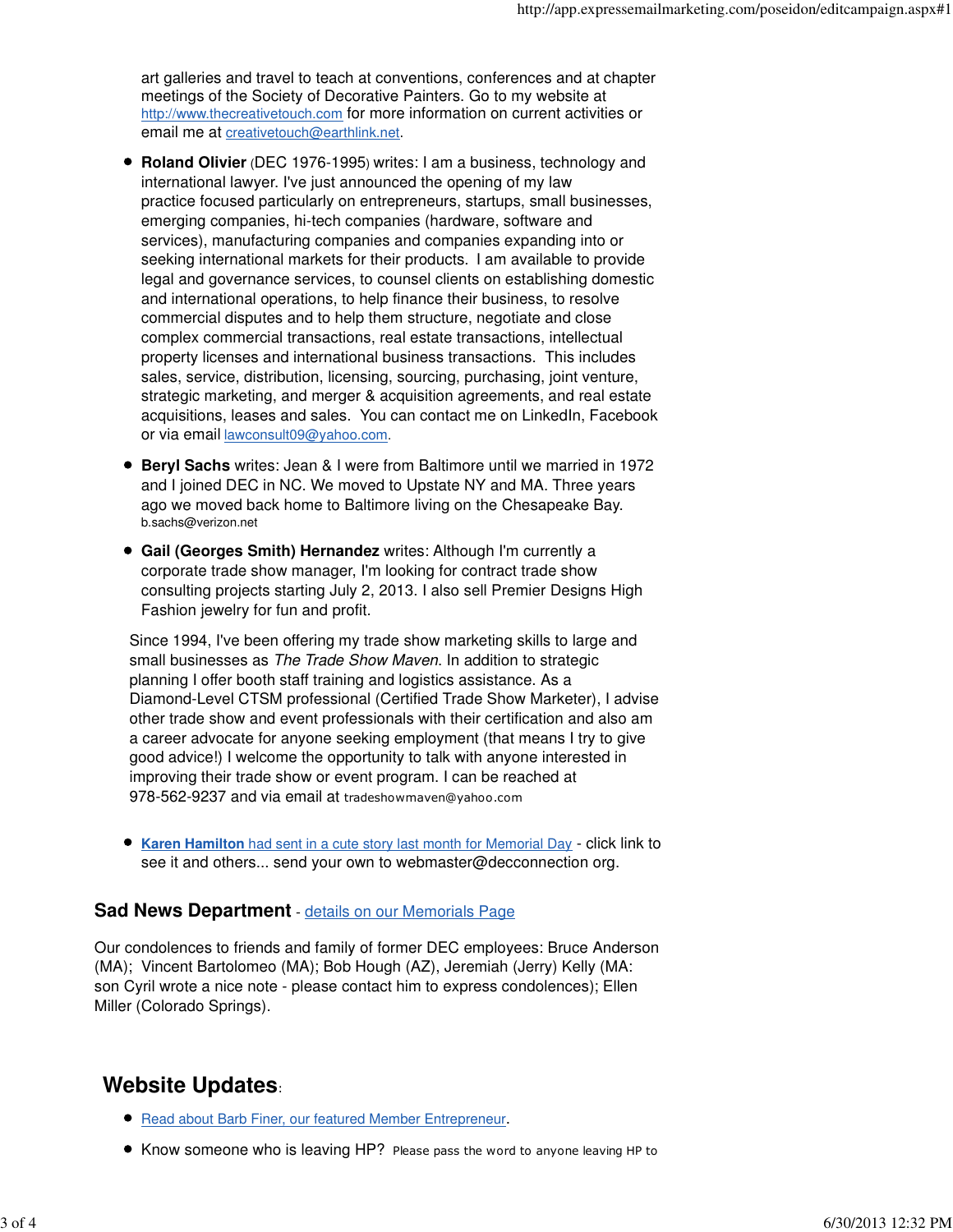art galleries and travel to teach at conventions, conferences and at chapter meetings of the Society of Decorative Painters. Go to my website at http://www.thecreativetouch.com for more information on current activities or email me at creativetouch@earthlink.net.

- **Roland Olivier** (DEC 1976-1995) writes: I am a business, technology and international lawyer. I've just announced the opening of my law practice focused particularly on entrepreneurs, startups, small businesses, emerging companies, hi-tech companies (hardware, software and services), manufacturing companies and companies expanding into or seeking international markets for their products. I am available to provide legal and governance services, to counsel clients on establishing domestic and international operations, to help finance their business, to resolve commercial disputes and to help them structure, negotiate and close complex commercial transactions, real estate transactions, intellectual property licenses and international business transactions. This includes sales, service, distribution, licensing, sourcing, purchasing, joint venture, strategic marketing, and merger & acquisition agreements, and real estate acquisitions, leases and sales. You can contact me on LinkedIn, Facebook or via email lawconsult09@yahoo.com.
- **Beryl Sachs** writes: Jean & I were from Baltimore until we married in 1972 and I joined DEC in NC. We moved to Upstate NY and MA. Three years ago we moved back home to Baltimore living on the Chesapeake Bay. b.sachs@verizon.net
- **Gail (Georges Smith) Hernandez** writes: Although I'm currently a corporate trade show manager, I'm looking for contract trade show consulting projects starting July 2, 2013. I also sell Premier Designs High Fashion jewelry for fun and profit.

  Since 1994, I've been offering my trade show marketing skills to large and small businesses as *The Trade Show Maven*. In addition to strategic planning I offer booth staff training and logistics assistance. As a Diamond-Level CTSM professional (Certified Trade Show Marketer), I advise other trade show and event professionals with their certification and also am a career advocate for anyone seeking employment (that means I try to give good advice!) I welcome the opportunity to talk with anyone interested in improving their trade show or event program. I can be reached at 978-562-9237 and via email at tradeshowmaven@yahoo.com

- **Karen Hamilton** had sent in a cute story last month for Memorial Day - click link to see it and others... send your own to webmaster@decconnection org.

### Sad News Department - details on our Memorials Page

Our condolences to friends and family of former DEC employees: Bruce Anderson (MA); Vincent Bartolomeo (MA); Bob Hough (AZ), Jeremiah (Jerry) Kelly (MA: son Cyril wrote a nice note - please contact him to express condolences); Ellen Miller (Colorado Springs).

## Website Updates:

- Read about Barb Finer, our featured Member Entrepreneur.
- Know someone who is leaving HP? Please pass the word to anyone leaving HP to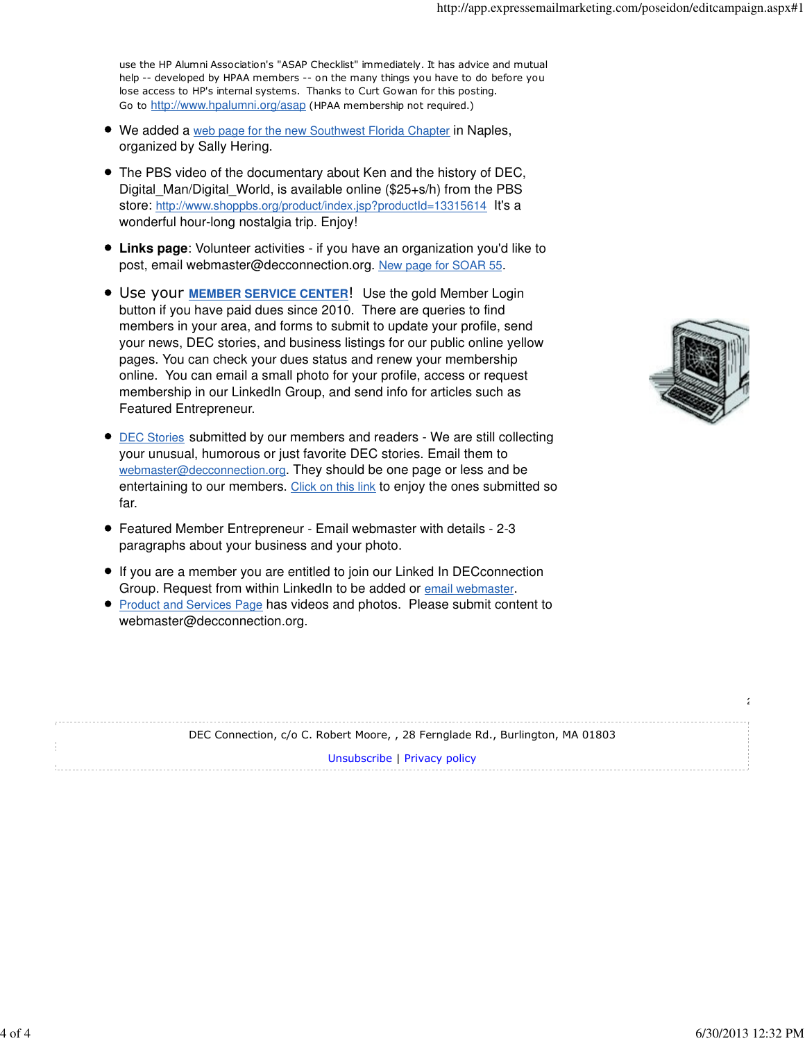use the HP Alumni Association's "ASAP Checklist" immediately. It has advice and mutual help -- developed by HPAA members -- on the many things you have to do before you lose access to HP's internal systems. Thanks to Curt Gowan for this posting. Go to http://www.hpalumni.org/asap (HPAA membership not required.)

- We added a web page for the new Southwest Florida Chapter in Naples, organized by Sally Hering.
- The PBS video of the documentary about Ken and the history of DEC, Digital_Man/Digital_World, is available online ($25+s/h) from the PBS store: http://www.shoppbs.org/product/index.jsp?productId=13315614 It's a wonderful hour-long nostalgia trip. Enjoy!
- **Links page**: Volunteer activities - if you have an organization you'd like to post, email webmaster@decconnection.org. New page for SOAR 55.
- Use your **MEMBER SERVICE CENTER**! Use the gold Member Login button if you have paid dues since 2010. There are queries to find members in your area, and forms to submit to update your profile, send your news, DEC stories, and business listings for our public online yellow pages. You can check your dues status and renew your membership online. You can email a small photo for your profile, access or request membership in our LinkedIn Group, and send info for articles such as Featured Entrepreneur.
- DEC Stories submitted by our members and readers - We are still collecting your unusual, humorous or just favorite DEC stories. Email them to webmaster@decconnection.org. They should be one page or less and be entertaining to our members. Click on this link to enjoy the ones submitted so far.
- Featured Member Entrepreneur - Email webmaster with details - 2-3 paragraphs about your business and your photo.
- If you are a member you are entitled to join our Linked In DECconnection Group. Request from within LinkedIn to be added or email webmaster.
- Product and Services Page has videos and photos. Please submit content to webmaster@decconnection.org.

DEC Connection, c/o C. Robert Moore, , 28 Fernglade Rd., Burlington, MA 01803

Unsubscribe | Privacy policy